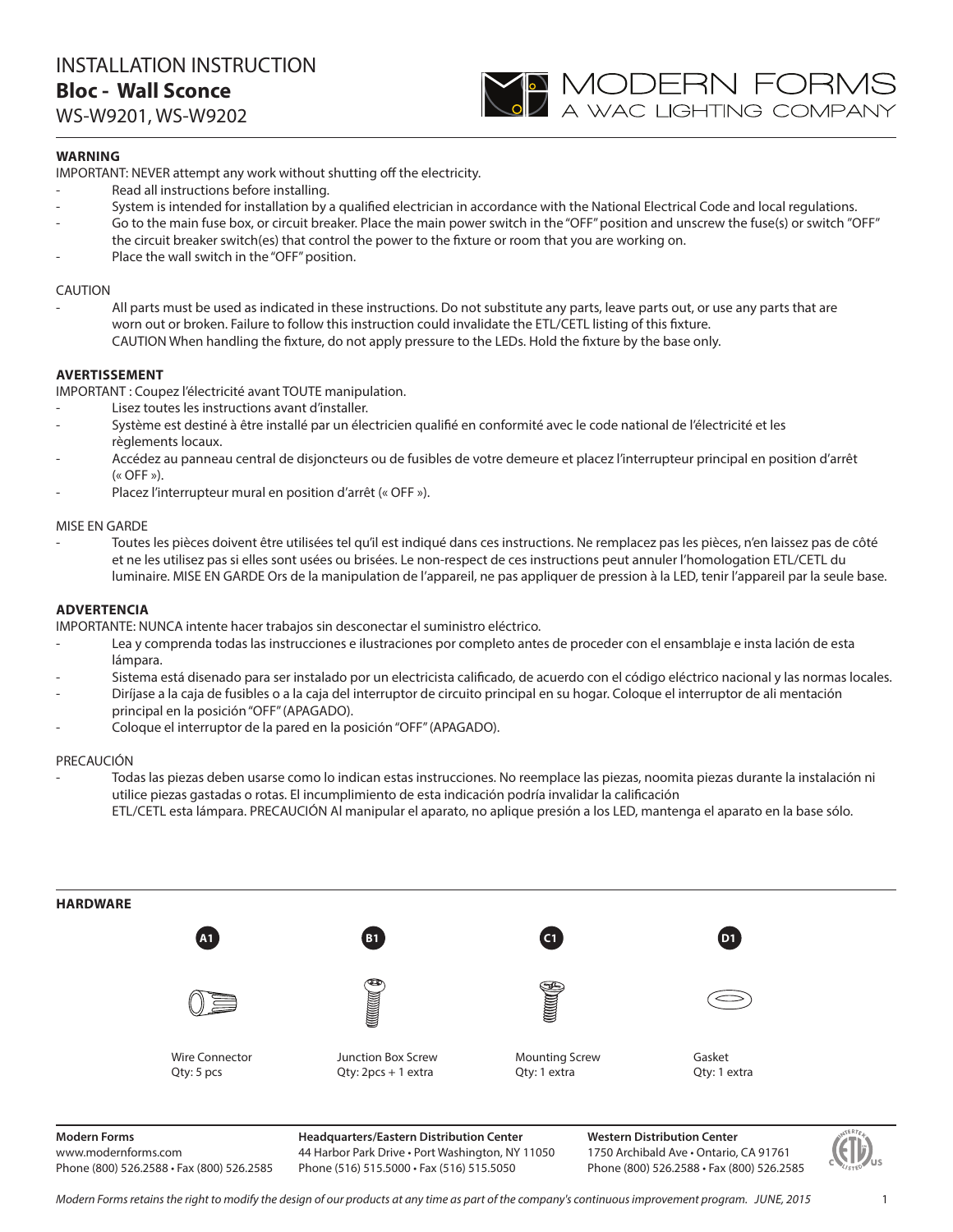# INSTALLATION INSTRUCTION

## Bloc - Wall Sconce

WS-W9201, WS-W9202

MODERN FORMS
A WAC LIGHTING COMPANY

**WARNING**

IMPORTANT: NEVER attempt any work without shutting off the electricity.

- Read all instructions before installing.
- System is intended for installation by a qualified electrician in accordance with the National Electrical Code and local regulations.
- Go to the main fuse box, or circuit breaker. Place the main power switch in the "OFF" position and unscrew the fuse(s) or switch "OFF" the circuit breaker switch(es) that control the power to the fixture or room that you are working on.
- Place the wall switch in the "OFF" position.

CAUTION

- All parts must be used as indicated in these instructions. Do not substitute any parts, leave parts out, or use any parts that are worn out or broken. Failure to follow this instruction could invalidate the ETL/CETL listing of this fixture.
  CAUTION When handling the fixture, do not apply pressure to the LEDs. Hold the fixture by the base only.

**AVERTISSEMENT**

IMPORTANT : Coupez l'électricité avant TOUTE manipulation.

- Lisez toutes les instructions avant d'installer.
- Système est destiné à être installé par un électricien qualifié en conformité avec le code national de l'électricité et les règlements locaux.
- Accédez au panneau central de disjoncteurs ou de fusibles de votre demeure et placez l'interrupteur principal en position d'arrêt (« OFF »).
- Placez l'interrupteur mural en position d'arrêt (« OFF »).

MISE EN GARDE

- Toutes les pièces doivent être utilisées tel qu'il est indiqué dans ces instructions. Ne remplacez pas les pièces, n'en laissez pas de côté et ne les utilisez pas si elles sont usées ou brisées. Le non-respect de ces instructions peut annuler l'homologation ETL/CETL du luminaire. MISE EN GARDE Ors de la manipulation de l'appareil, ne pas appliquer de pression à la LED, tenir l'appareil par la seule base.

**ADVERTENCIA**

IMPORTANTE: NUNCA intente hacer trabajos sin desconectar el suministro eléctrico.

- Lea y comprenda todas las instrucciones e ilustraciones por completo antes de proceder con el ensamblaje e insta lación de esta lámpara.
- Sistema está disenado para ser instalado por un electricista calificado, de acuerdo con el código eléctrico nacional y las normas locales.
- Diríjase a la caja de fusibles o a la caja del interruptor de circuito principal en su hogar. Coloque el interruptor de ali mentación principal en la posición "OFF" (APAGADO).
- Coloque el interruptor de la pared en la posición "OFF" (APAGADO).

PRECAUCIÓN

- Todas las piezas deben usarse como lo indican estas instrucciones. No reemplace las piezas, noomita piezas durante la instalación ni utilice piezas gastadas o rotas. El incumplimiento de esta indicación podría invalidar la calificación
  ETL/CETL esta lámpara. PRECAUCIÓN Al manipular el aparato, no aplique presión a los LED, mantenga el aparato en la base sólo.

**HARDWARE**

| A1 | B1 | C1 | D1 |
|---|---|---|---|
| Wire Connector<br>Qty: 5 pcs | Junction Box Screw<br>Qty: 2pcs + 1 extra | Mounting Screw<br>Qty: 1 extra | Gasket<br>Qty: 1 extra |

**Modern Forms**
www.modernforms.com
Phone (800) 526.2588 • Fax (800) 526.2585

**Headquarters/Eastern Distribution Center**
44 Harbor Park Drive • Port Washington, NY 11050
Phone (516) 515.5000 • Fax (516) 515.5050

**Western Distribution Center**
1750 Archibald Ave • Ontario, CA 91761
Phone (800) 526.2588 • Fax (800) 526.2585

*Modern Forms retains the right to modify the design of our products at any time as part of the company's continuous improvement program. JUNE, 2015*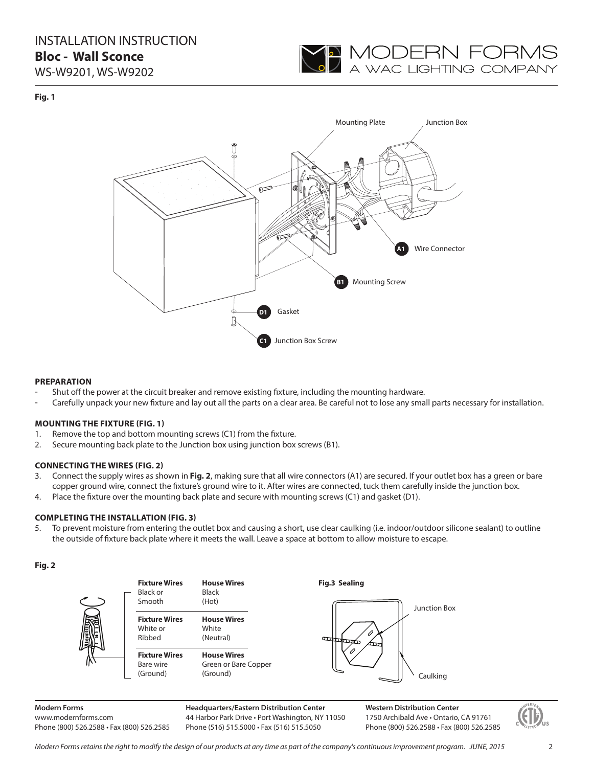# INSTALLATION INSTRUCTION
## Bloc - Wall Sconce
WS-W9201, WS-W9202

MODERN FORMS
A WAC LIGHTING COMPANY

**Fig. 1**

Mounting Plate
Junction Box
A1 Wire Connector
B1 Mounting Screw
D1 Gasket
C1 Junction Box Screw

### PREPARATION

- Shut off the power at the circuit breaker and remove existing fixture, including the mounting hardware.
- Carefully unpack your new fixture and lay out all the parts on a clear area. Be careful not to lose any small parts necessary for installation.

### MOUNTING THE FIXTURE (FIG. 1)

1. Remove the top and bottom mounting screws (C1) from the fixture.
2. Secure mounting back plate to the Junction box using junction box screws (B1).

### CONNECTING THE WIRES (FIG. 2)

3. Connect the supply wires as shown in **Fig. 2**, making sure that all wire connectors (A1) are secured. If your outlet box has a green or bare copper ground wire, connect the fixture's ground wire to it. After wires are connected, tuck them carefully inside the junction box.
4. Place the fixture over the mounting back plate and secure with mounting screws (C1) and gasket (D1).

### COMPLETING THE INSTALLATION (FIG. 3)

5. To prevent moisture from entering the outlet box and causing a short, use clear caulking (i.e. indoor/outdoor silicone sealant) to outline the outside of fixture back plate where it meets the wall. Leave a space at bottom to allow moisture to escape.

**Fig. 2**

| Fixture Wires | House Wires |
|---|---|
| Black or Smooth | Black (Hot) |
| White or Ribbed | White (Neutral) |
| Bare wire (Ground) | Green or Bare Copper (Ground) |

**Fig.3 Sealing**

Junction Box
Caulking

**Modern Forms**
www.modernforms.com
Phone (800) 526.2588 • Fax (800) 526.2585

**Headquarters/Eastern Distribution Center**
44 Harbor Park Drive • Port Washington, NY 11050
Phone (516) 515.5000 • Fax (516) 515.5050

**Western Distribution Center**
1750 Archibald Ave • Ontario, CA 91761
Phone (800) 526.2588 • Fax (800) 526.2585

*Modern Forms retains the right to modify the design of our products at any time as part of the company's continuous improvement program. JUNE, 2015*